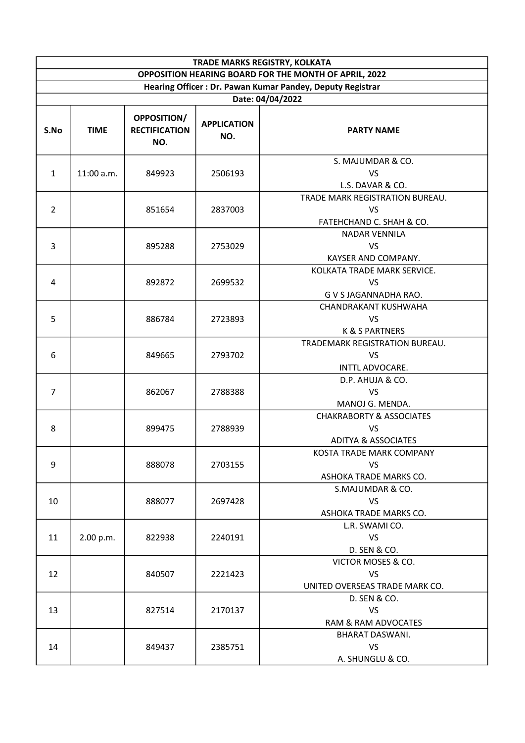# TRADE MARKS REGISTRY, KOLKATA

## OPPOSITION HEARING BOARD FOR THE MONTH OF APRIL, 2022

**Hearing Officer : Dr. Pawan Kumar Pandey, Deputy Registrar**

**Date: 04/04/2022**

| S.No | TIME | OPPOSITION/ RECTIFICATION NO. | APPLICATION NO. | PARTY NAME |
|---|---|---|---|---|
| 1 | 11:00 a.m. | 849923 | 2506193 | S. MAJUMDAR & CO. VS L.S. DAVAR & CO. |
| 2 | | 851654 | 2837003 | TRADE MARK REGISTRATION BUREAU. VS FATEHCHAND C. SHAH & CO. |
| 3 | | 895288 | 2753029 | NADAR VENNILA VS KAYSER AND COMPANY. |
| 4 | | 892872 | 2699532 | KOLKATA TRADE MARK SERVICE. VS G V S JAGANNADHA RAO. |
| 5 | | 886784 | 2723893 | CHANDRAKANT KUSHWAHA VS K & S PARTNERS |
| 6 | | 849665 | 2793702 | TRADEMARK REGISTRATION BUREAU. VS INTTL ADVOCARE. |
| 7 | | 862067 | 2788388 | D.P. AHUJA & CO. VS MANOJ G. MENDA. |
| 8 | | 899475 | 2788939 | CHAKRABORTY & ASSOCIATES VS ADITYA & ASSOCIATES |
| 9 | | 888078 | 2703155 | KOSTA TRADE MARK COMPANY VS ASHOKA TRADE MARKS CO. |
| 10 | | 888077 | 2697428 | S.MAJUMDAR & CO. VS ASHOKA TRADE MARKS CO. |
| 11 | 2.00 p.m. | 822938 | 2240191 | L.R. SWAMI CO. VS D. SEN & CO. |
| 12 | | 840507 | 2221423 | VICTOR MOSES & CO. VS UNITED OVERSEAS TRADE MARK CO. |
| 13 | | 827514 | 2170137 | D. SEN & CO. VS RAM & RAM ADVOCATES |
| 14 | | 849437 | 2385751 | BHARAT DASWANI. VS A. SHUNGLU & CO. |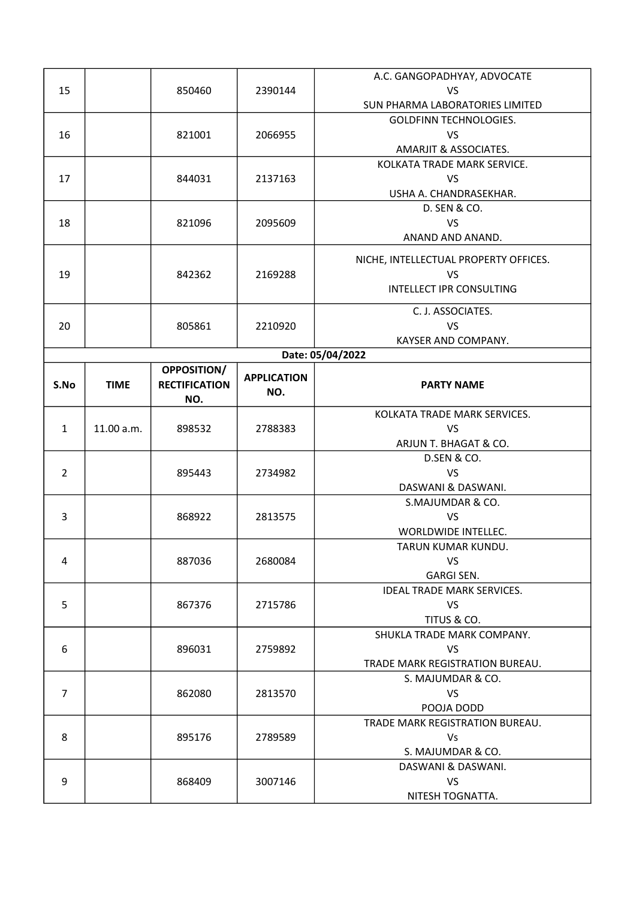| S.No | TIME | OPPOSITION/ RECTIFICATION NO. | APPLICATION NO. | PARTY NAME |
|---|---|---|---|---|
| 15 | | 850460 | 2390144 | A.C. GANGOPADHYAY, ADVOCATE<br>VS<br>SUN PHARMA LABORATORIES LIMITED |
| 16 | | 821001 | 2066955 | GOLDFINN TECHNOLOGIES.<br>VS<br>AMARJIT & ASSOCIATES. |
| 17 | | 844031 | 2137163 | KOLKATA TRADE MARK SERVICE.<br>VS<br>USHA A. CHANDRASEKHAR. |
| 18 | | 821096 | 2095609 | D. SEN & CO.<br>VS<br>ANAND AND ANAND. |
| 19 | | 842362 | 2169288 | NICHE, INTELLECTUAL PROPERTY OFFICES.<br>VS<br>INTELLECT IPR CONSULTING |
| 20 | | 805861 | 2210920 | C. J. ASSOCIATES.<br>VS<br>KAYSER AND COMPANY. |

**Date: 05/04/2022**

| S.No | TIME | OPPOSITION/ RECTIFICATION NO. | APPLICATION NO. | PARTY NAME |
|---|---|---|---|---|
| 1 | 11.00 a.m. | 898532 | 2788383 | KOLKATA TRADE MARK SERVICES.<br>VS<br>ARJUN T. BHAGAT & CO. |
| 2 | | 895443 | 2734982 | D.SEN & CO.<br>VS<br>DASWANI & DASWANI. |
| 3 | | 868922 | 2813575 | S.MAJUMDAR & CO.<br>VS<br>WORLDWIDE INTELLEC. |
| 4 | | 887036 | 2680084 | TARUN KUMAR KUNDU.<br>VS<br>GARGI SEN. |
| 5 | | 867376 | 2715786 | IDEAL TRADE MARK SERVICES.<br>VS<br>TITUS & CO. |
| 6 | | 896031 | 2759892 | SHUKLA TRADE MARK COMPANY.<br>VS<br>TRADE MARK REGISTRATION BUREAU. |
| 7 | | 862080 | 2813570 | S. MAJUMDAR & CO.<br>VS<br>POOJA DODD |
| 8 | | 895176 | 2789589 | TRADE MARK REGISTRATION BUREAU.<br>Vs<br>S. MAJUMDAR & CO. |
| 9 | | 868409 | 3007146 | DASWANI & DASWANI.<br>VS<br>NITESH TOGNATTA. |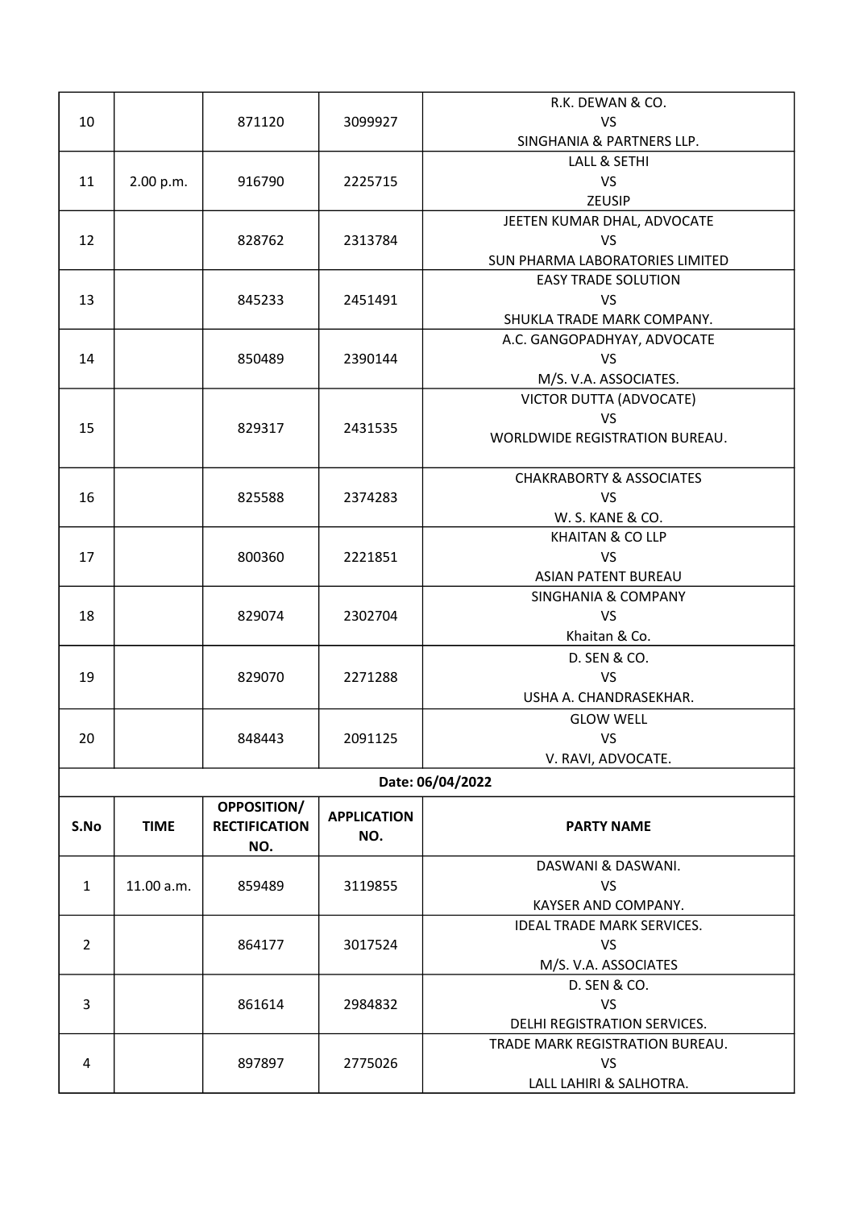| S.No | TIME | OPPOSITION/ RECTIFICATION NO. | APPLICATION NO. | PARTY NAME |
|---|---|---|---|---|
| 10 | | 871120 | 3099927 | R.K. DEWAN & CO. VS SINGHANIA & PARTNERS LLP. |
| 11 | 2.00 p.m. | 916790 | 2225715 | LALL & SETHI VS ZEUSIP |
| 12 | | 828762 | 2313784 | JEETEN KUMAR DHAL, ADVOCATE VS SUN PHARMA LABORATORIES LIMITED |
| 13 | | 845233 | 2451491 | EASY TRADE SOLUTION VS SHUKLA TRADE MARK COMPANY. |
| 14 | | 850489 | 2390144 | A.C. GANGOPADHYAY, ADVOCATE VS M/S. V.A. ASSOCIATES. |
| 15 | | 829317 | 2431535 | VICTOR DUTTA (ADVOCATE) VS WORLDWIDE REGISTRATION BUREAU. |
| 16 | | 825588 | 2374283 | CHAKRABORTY & ASSOCIATES VS W. S. KANE & CO. |
| 17 | | 800360 | 2221851 | KHAITAN & CO LLP VS ASIAN PATENT BUREAU |
| 18 | | 829074 | 2302704 | SINGHANIA & COMPANY VS Khaitan & Co. |
| 19 | | 829070 | 2271288 | D. SEN & CO. VS USHA A. CHANDRASEKHAR. |
| 20 | | 848443 | 2091125 | GLOW WELL VS V. RAVI, ADVOCATE. |

**Date: 06/04/2022**

| S.No | TIME | OPPOSITION/ RECTIFICATION NO. | APPLICATION NO. | PARTY NAME |
|---|---|---|---|---|
| 1 | 11.00 a.m. | 859489 | 3119855 | DASWANI & DASWANI. VS KAYSER AND COMPANY. |
| 2 | | 864177 | 3017524 | IDEAL TRADE MARK SERVICES. VS M/S. V.A. ASSOCIATES |
| 3 | | 861614 | 2984832 | D. SEN & CO. VS DELHI REGISTRATION SERVICES. |
| 4 | | 897897 | 2775026 | TRADE MARK REGISTRATION BUREAU. VS LALL LAHIRI & SALHOTRA. |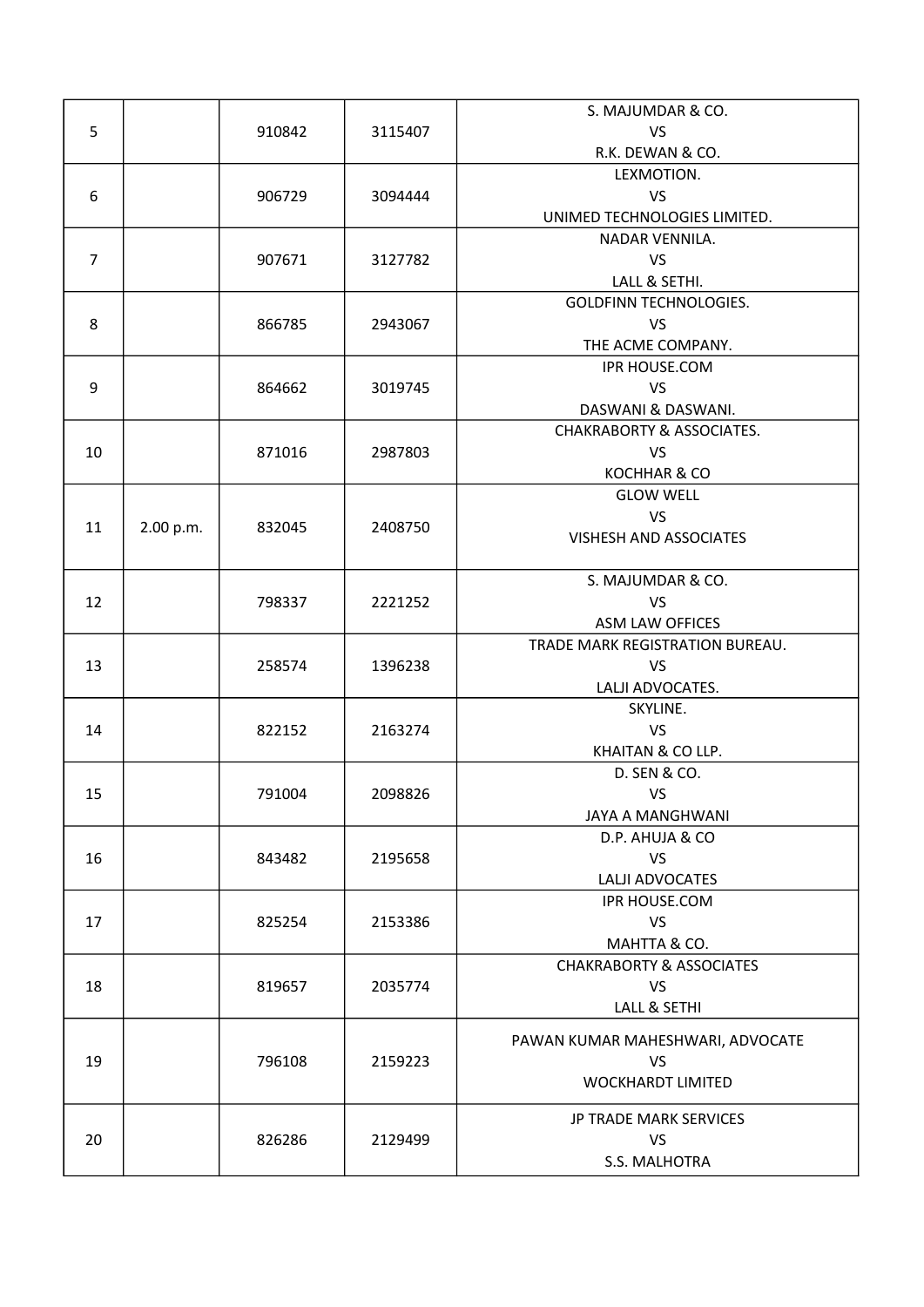| | | | | |
|---|---|---|---|---|
| 5 | | 910842 | 3115407 | S. MAJUMDAR & CO.<br>VS<br>R.K. DEWAN & CO. |
| 6 | | 906729 | 3094444 | LEXMOTION.<br>VS<br>UNIMED TECHNOLOGIES LIMITED. |
| 7 | | 907671 | 3127782 | NADAR VENNILA.<br>VS<br>LALL & SETHI. |
| 8 | | 866785 | 2943067 | GOLDFINN TECHNOLOGIES.<br>VS<br>THE ACME COMPANY. |
| 9 | | 864662 | 3019745 | IPR HOUSE.COM<br>VS<br>DASWANI & DASWANI. |
| 10 | | 871016 | 2987803 | CHAKRABORTY & ASSOCIATES.<br>VS<br>KOCHHAR & CO |
| 11 | 2.00 p.m. | 832045 | 2408750 | GLOW WELL<br>VS<br>VISHESH AND ASSOCIATES |
| 12 | | 798337 | 2221252 | S. MAJUMDAR & CO.<br>VS<br>ASM LAW OFFICES |
| 13 | | 258574 | 1396238 | TRADE MARK REGISTRATION BUREAU.<br>VS<br>LALJI ADVOCATES. |
| 14 | | 822152 | 2163274 | SKYLINE.<br>VS<br>KHAITAN & CO LLP. |
| 15 | | 791004 | 2098826 | D. SEN & CO.<br>VS<br>JAYA A MANGHWANI |
| 16 | | 843482 | 2195658 | D.P. AHUJA & CO<br>VS<br>LALJI ADVOCATES |
| 17 | | 825254 | 2153386 | IPR HOUSE.COM<br>VS<br>MAHTTA & CO. |
| 18 | | 819657 | 2035774 | CHAKRABORTY & ASSOCIATES<br>VS<br>LALL & SETHI |
| 19 | | 796108 | 2159223 | PAWAN KUMAR MAHESHWARI, ADVOCATE<br>VS<br>WOCKHARDT LIMITED |
| 20 | | 826286 | 2129499 | JP TRADE MARK SERVICES<br>VS<br>S.S. MALHOTRA |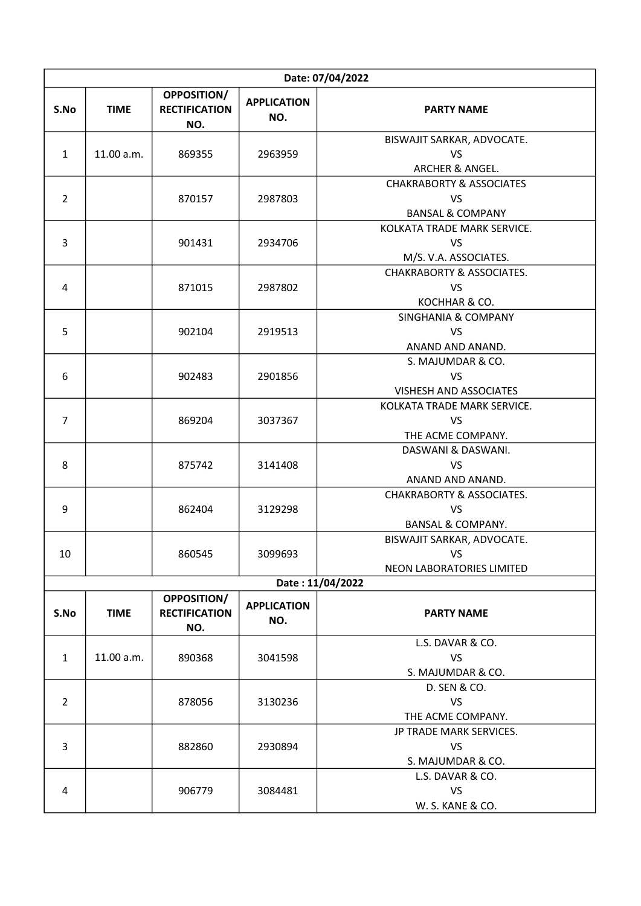| Date: 07/04/2022 | | | | |
|---|---|---|---|---|
| **S.No** | **TIME** | **OPPOSITION/ RECTIFICATION NO.** | **APPLICATION NO.** | **PARTY NAME** |
| 1 | 11.00 a.m. | 869355 | 2963959 | BISWAJIT SARKAR, ADVOCATE. VS ARCHER & ANGEL. |
| 2 | | 870157 | 2987803 | CHAKRABORTY & ASSOCIATES VS BANSAL & COMPANY |
| 3 | | 901431 | 2934706 | KOLKATA TRADE MARK SERVICE. VS M/S. V.A. ASSOCIATES. |
| 4 | | 871015 | 2987802 | CHAKRABORTY & ASSOCIATES. VS KOCHHAR & CO. |
| 5 | | 902104 | 2919513 | SINGHANIA & COMPANY VS ANAND AND ANAND. |
| 6 | | 902483 | 2901856 | S. MAJUMDAR & CO. VS VISHESH AND ASSOCIATES |
| 7 | | 869204 | 3037367 | KOLKATA TRADE MARK SERVICE. VS THE ACME COMPANY. |
| 8 | | 875742 | 3141408 | DASWANI & DASWANI. VS ANAND AND ANAND. |
| 9 | | 862404 | 3129298 | CHAKRABORTY & ASSOCIATES. VS BANSAL & COMPANY. |
| 10 | | 860545 | 3099693 | BISWAJIT SARKAR, ADVOCATE. VS NEON LABORATORIES LIMITED |

| Date : 11/04/2022 | | | | |
|---|---|---|---|---|
| **S.No** | **TIME** | **OPPOSITION/ RECTIFICATION NO.** | **APPLICATION NO.** | **PARTY NAME** |
| 1 | 11.00 a.m. | 890368 | 3041598 | L.S. DAVAR & CO. VS S. MAJUMDAR & CO. |
| 2 | | 878056 | 3130236 | D. SEN & CO. VS THE ACME COMPANY. |
| 3 | | 882860 | 2930894 | JP TRADE MARK SERVICES. VS S. MAJUMDAR & CO. |
| 4 | | 906779 | 3084481 | L.S. DAVAR & CO. VS W. S. KANE & CO. |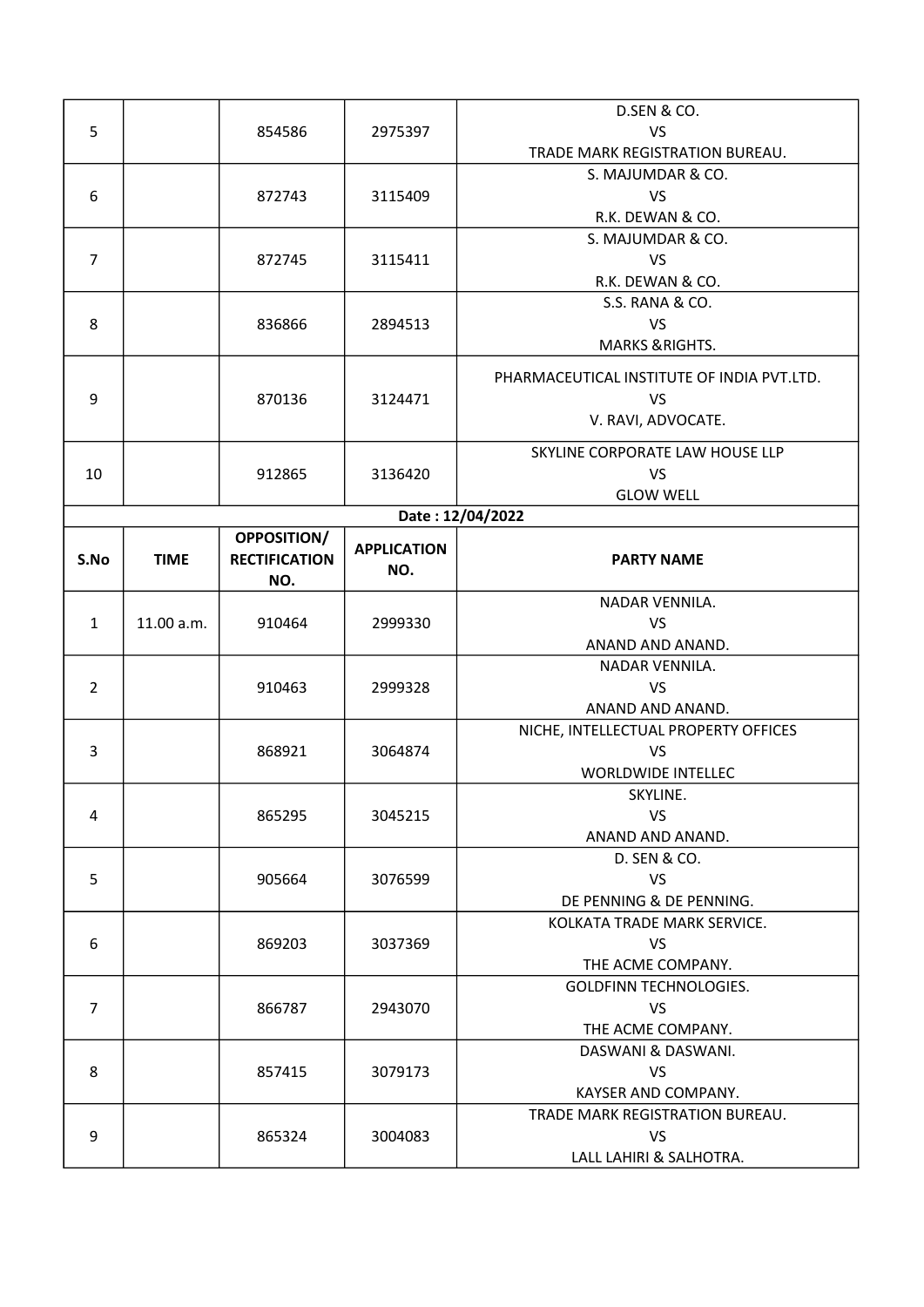| | | | | |
|---|---|---|---|---|
| 5 | | 854586 | 2975397 | D.SEN & CO.<br>VS<br>TRADE MARK REGISTRATION BUREAU. |
| 6 | | 872743 | 3115409 | S. MAJUMDAR & CO.<br>VS<br>R.K. DEWAN & CO. |
| 7 | | 872745 | 3115411 | S. MAJUMDAR & CO.<br>VS<br>R.K. DEWAN & CO. |
| 8 | | 836866 | 2894513 | S.S. RANA & CO.<br>VS<br>MARKS &RIGHTS. |
| 9 | | 870136 | 3124471 | PHARMACEUTICAL INSTITUTE OF INDIA PVT.LTD.<br>VS<br>V. RAVI, ADVOCATE. |
| 10 | | 912865 | 3136420 | SKYLINE CORPORATE LAW HOUSE LLP<br>VS<br>GLOW WELL |

**Date : 12/04/2022**

| S.No | TIME | OPPOSITION/ RECTIFICATION NO. | APPLICATION NO. | PARTY NAME |
|---|---|---|---|---|
| 1 | 11.00 a.m. | 910464 | 2999330 | NADAR VENNILA.<br>VS<br>ANAND AND ANAND. |
| 2 | | 910463 | 2999328 | NADAR VENNILA.<br>VS<br>ANAND AND ANAND. |
| 3 | | 868921 | 3064874 | NICHE, INTELLECTUAL PROPERTY OFFICES<br>VS<br>WORLDWIDE INTELLEC |
| 4 | | 865295 | 3045215 | SKYLINE.<br>VS<br>ANAND AND ANAND. |
| 5 | | 905664 | 3076599 | D. SEN & CO.<br>VS<br>DE PENNING & DE PENNING. |
| 6 | | 869203 | 3037369 | KOLKATA TRADE MARK SERVICE.<br>VS<br>THE ACME COMPANY. |
| 7 | | 866787 | 2943070 | GOLDFINN TECHNOLOGIES.<br>VS<br>THE ACME COMPANY. |
| 8 | | 857415 | 3079173 | DASWANI & DASWANI.<br>VS<br>KAYSER AND COMPANY. |
| 9 | | 865324 | 3004083 | TRADE MARK REGISTRATION BUREAU.<br>VS<br>LALL LAHIRI & SALHOTRA. |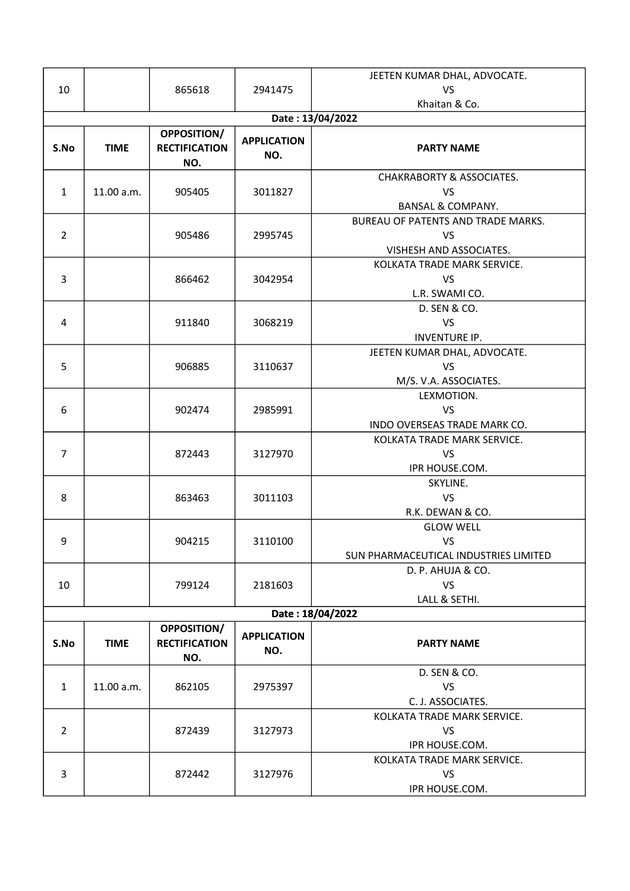| 10 | | 865618 | 2941475 | JEETEN KUMAR DHAL, ADVOCATE. VS Khaitan & Co. |
|---|---|---|---|---|

**Date : 13/04/2022**

| S.No | TIME | OPPOSITION/ RECTIFICATION NO. | APPLICATION NO. | PARTY NAME |
|---|---|---|---|---|
| 1 | 11.00 a.m. | 905405 | 3011827 | CHAKRABORTY & ASSOCIATES. VS BANSAL & COMPANY. |
| 2 | | 905486 | 2995745 | BUREAU OF PATENTS AND TRADE MARKS. VS VISHESH AND ASSOCIATES. |
| 3 | | 866462 | 3042954 | KOLKATA TRADE MARK SERVICE. VS L.R. SWAMI CO. |
| 4 | | 911840 | 3068219 | D. SEN & CO. VS INVENTURE IP. |
| 5 | | 906885 | 3110637 | JEETEN KUMAR DHAL, ADVOCATE. VS M/S. V.A. ASSOCIATES. |
| 6 | | 902474 | 2985991 | LEXMOTION. VS INDO OVERSEAS TRADE MARK CO. |
| 7 | | 872443 | 3127970 | KOLKATA TRADE MARK SERVICE. VS IPR HOUSE.COM. |
| 8 | | 863463 | 3011103 | SKYLINE. VS R.K. DEWAN & CO. |
| 9 | | 904215 | 3110100 | GLOW WELL VS SUN PHARMACEUTICAL INDUSTRIES LIMITED |
| 10 | | 799124 | 2181603 | D. P. AHUJA & CO. VS LALL & SETHI. |

**Date : 18/04/2022**

| S.No | TIME | OPPOSITION/ RECTIFICATION NO. | APPLICATION NO. | PARTY NAME |
|---|---|---|---|---|
| 1 | 11.00 a.m. | 862105 | 2975397 | D. SEN & CO. VS C. J. ASSOCIATES. |
| 2 | | 872439 | 3127973 | KOLKATA TRADE MARK SERVICE. VS IPR HOUSE.COM. |
| 3 | | 872442 | 3127976 | KOLKATA TRADE MARK SERVICE. VS IPR HOUSE.COM. |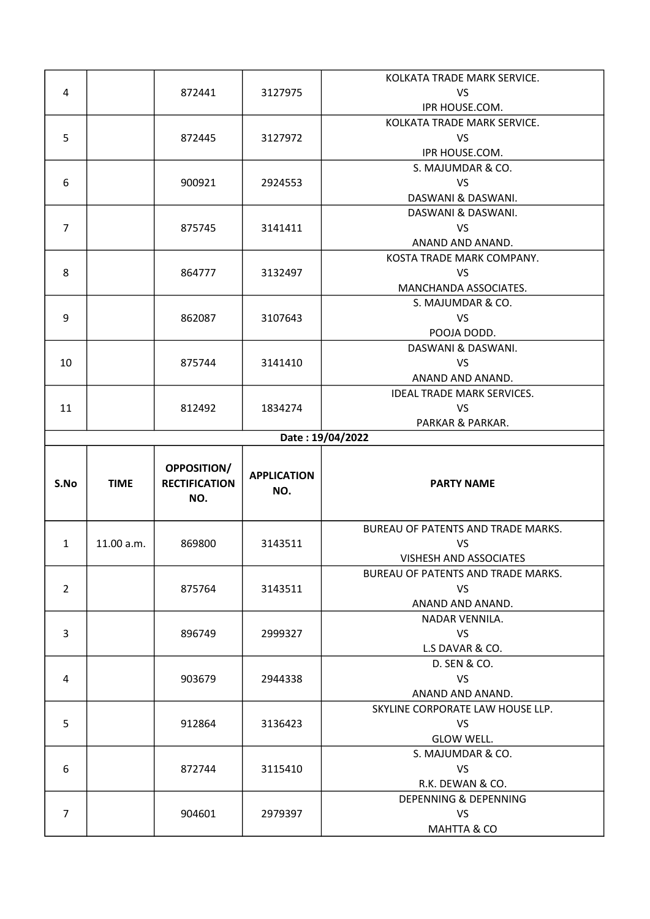| S.No | TIME | OPPOSITION/ RECTIFICATION NO. | APPLICATION NO. | PARTY NAME |
|---|---|---|---|---|
| 4 | | 872441 | 3127975 | KOLKATA TRADE MARK SERVICE. VS IPR HOUSE.COM. |
| 5 | | 872445 | 3127972 | KOLKATA TRADE MARK SERVICE. VS IPR HOUSE.COM. |
| 6 | | 900921 | 2924553 | S. MAJUMDAR & CO. VS DASWANI & DASWANI. |
| 7 | | 875745 | 3141411 | DASWANI & DASWANI. VS ANAND AND ANAND. |
| 8 | | 864777 | 3132497 | KOSTA TRADE MARK COMPANY. VS MANCHANDA ASSOCIATES. |
| 9 | | 862087 | 3107643 | S. MAJUMDAR & CO. VS POOJA DODD. |
| 10 | | 875744 | 3141410 | DASWANI & DASWANI. VS ANAND AND ANAND. |
| 11 | | 812492 | 1834274 | IDEAL TRADE MARK SERVICES. VS PARKAR & PARKAR. |

**Date : 19/04/2022**

| S.No | TIME | OPPOSITION/ RECTIFICATION NO. | APPLICATION NO. | PARTY NAME |
|---|---|---|---|---|
| 1 | 11.00 a.m. | 869800 | 3143511 | BUREAU OF PATENTS AND TRADE MARKS. VS VISHESH AND ASSOCIATES |
| 2 | | 875764 | 3143511 | BUREAU OF PATENTS AND TRADE MARKS. VS ANAND AND ANAND. |
| 3 | | 896749 | 2999327 | NADAR VENNILA. VS L.S DAVAR & CO. |
| 4 | | 903679 | 2944338 | D. SEN & CO. VS ANAND AND ANAND. |
| 5 | | 912864 | 3136423 | SKYLINE CORPORATE LAW HOUSE LLP. VS GLOW WELL. |
| 6 | | 872744 | 3115410 | S. MAJUMDAR & CO. VS R.K. DEWAN & CO. |
| 7 | | 904601 | 2979397 | DEPENNING & DEPENNING VS MAHTTA & CO |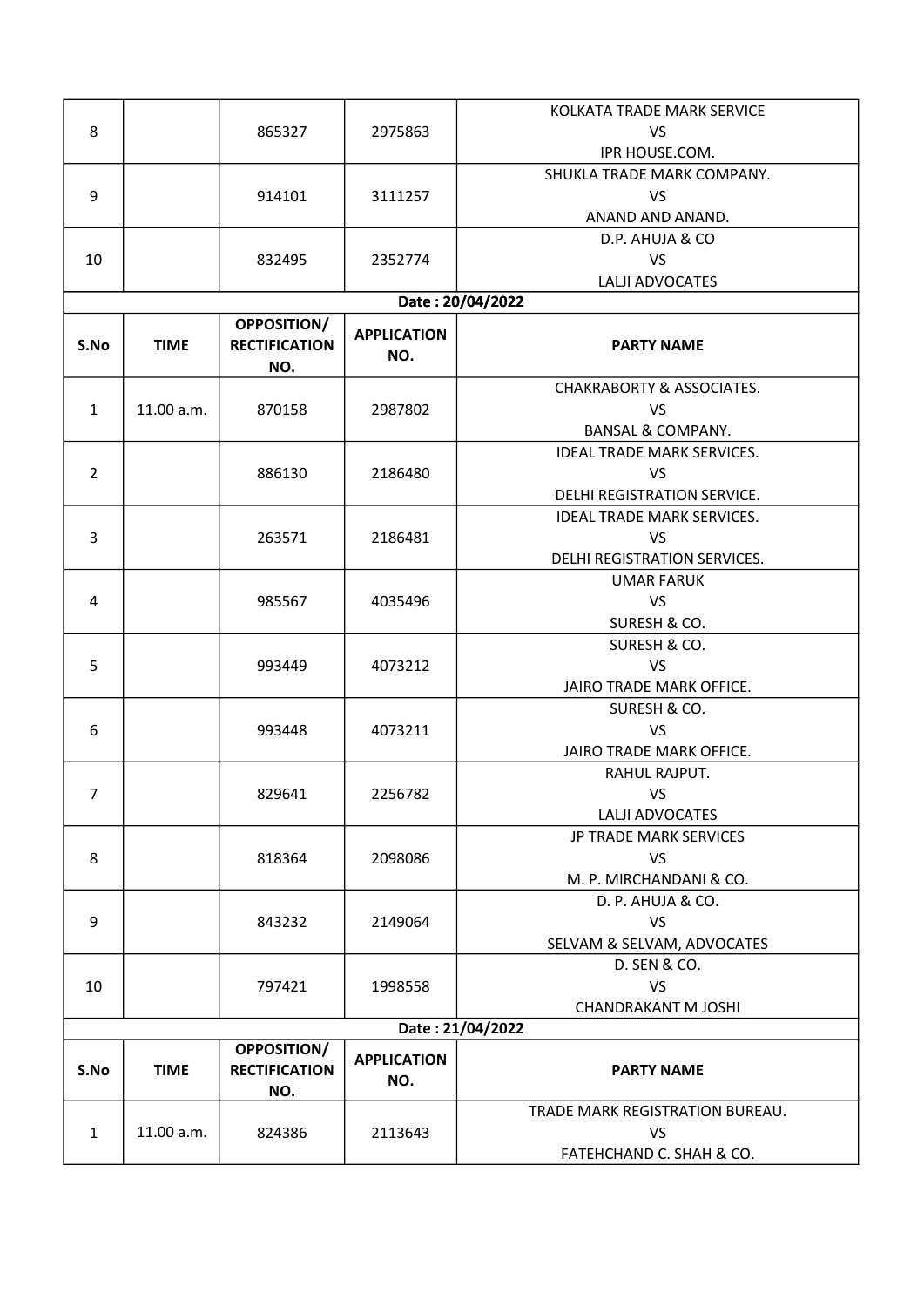| S.No | TIME | OPPOSITION/ RECTIFICATION NO. | APPLICATION NO. | PARTY NAME |
|---|---|---|---|---|
| 8 | | 865327 | 2975863 | KOLKATA TRADE MARK SERVICE VS IPR HOUSE.COM. |
| 9 | | 914101 | 3111257 | SHUKLA TRADE MARK COMPANY. VS ANAND AND ANAND. |
| 10 | | 832495 | 2352774 | D.P. AHUJA & CO VS LALJI ADVOCATES |

**Date : 20/04/2022**

| S.No | TIME | OPPOSITION/ RECTIFICATION NO. | APPLICATION NO. | PARTY NAME |
|---|---|---|---|---|
| 1 | 11.00 a.m. | 870158 | 2987802 | CHAKRABORTY & ASSOCIATES. VS BANSAL & COMPANY. |
| 2 | | 886130 | 2186480 | IDEAL TRADE MARK SERVICES. VS DELHI REGISTRATION SERVICE. |
| 3 | | 263571 | 2186481 | IDEAL TRADE MARK SERVICES. VS DELHI REGISTRATION SERVICES. |
| 4 | | 985567 | 4035496 | UMAR FARUK VS SURESH & CO. |
| 5 | | 993449 | 4073212 | SURESH & CO. VS JAIRO TRADE MARK OFFICE. |
| 6 | | 993448 | 4073211 | SURESH & CO. VS JAIRO TRADE MARK OFFICE. |
| 7 | | 829641 | 2256782 | RAHUL RAJPUT. VS LALJI ADVOCATES |
| 8 | | 818364 | 2098086 | JP TRADE MARK SERVICES VS M. P. MIRCHANDANI & CO. |
| 9 | | 843232 | 2149064 | D. P. AHUJA & CO. VS SELVAM & SELVAM, ADVOCATES |
| 10 | | 797421 | 1998558 | D. SEN & CO. VS CHANDRAKANT M JOSHI |

**Date : 21/04/2022**

| S.No | TIME | OPPOSITION/ RECTIFICATION NO. | APPLICATION NO. | PARTY NAME |
|---|---|---|---|---|
| 1 | 11.00 a.m. | 824386 | 2113643 | TRADE MARK REGISTRATION BUREAU. VS FATEHCHAND C. SHAH & CO. |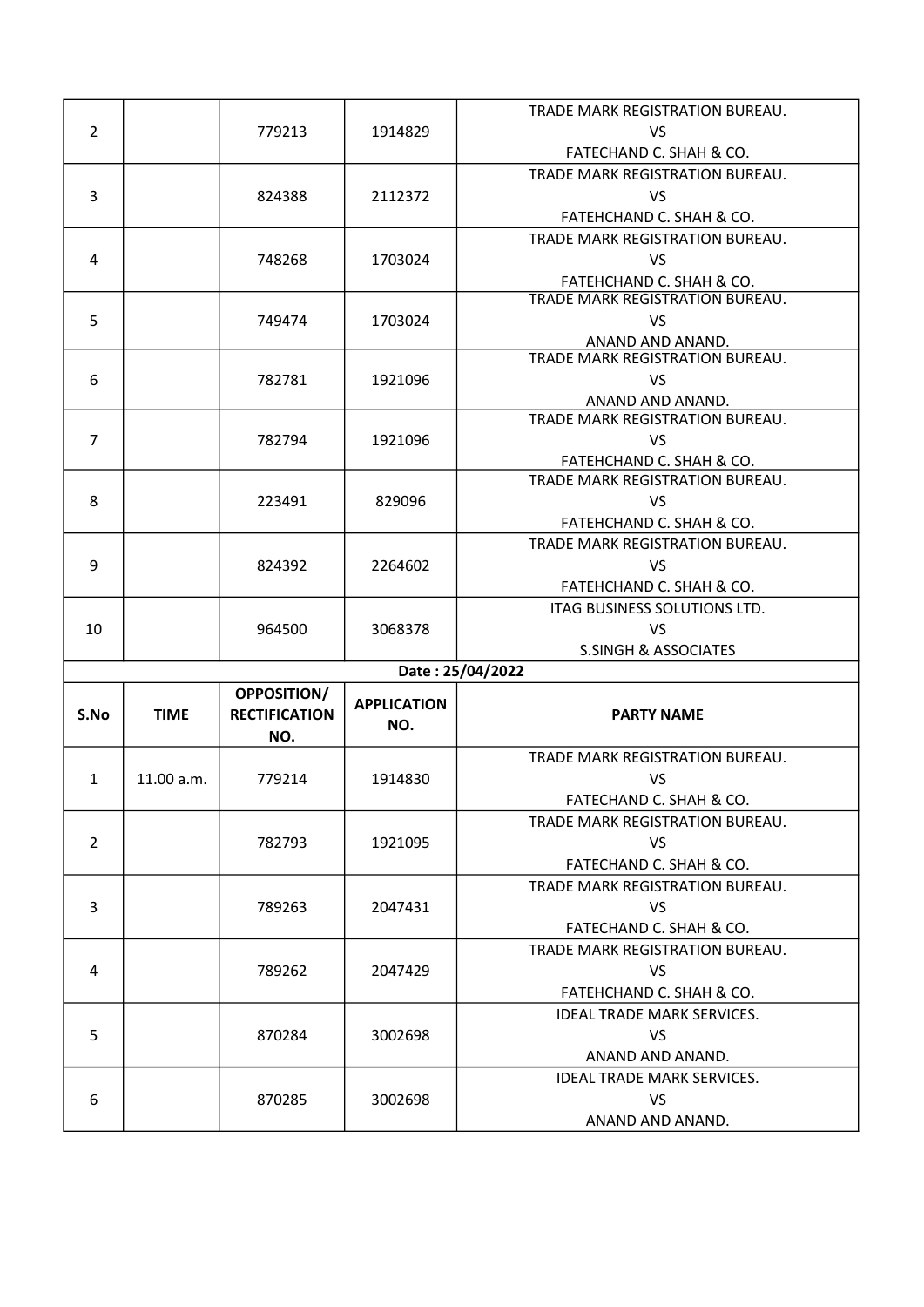| S.No | TIME | OPPOSITION/ RECTIFICATION NO. | APPLICATION NO. | PARTY NAME |
|---|---|---|---|---|
| 2 | | 779213 | 1914829 | TRADE MARK REGISTRATION BUREAU. VS FATECHAND C. SHAH & CO. |
| 3 | | 824388 | 2112372 | TRADE MARK REGISTRATION BUREAU. VS FATECHAND C. SHAH & CO. |
| 4 | | 748268 | 1703024 | TRADE MARK REGISTRATION BUREAU. VS FATECHAND C. SHAH & CO. |
| 5 | | 749474 | 1703024 | TRADE MARK REGISTRATION BUREAU. VS ANAND AND ANAND. |
| 6 | | 782781 | 1921096 | TRADE MARK REGISTRATION BUREAU. VS ANAND AND ANAND. |
| 7 | | 782794 | 1921096 | TRADE MARK REGISTRATION BUREAU. VS FATEHCHAND C. SHAH & CO. |
| 8 | | 223491 | 829096 | TRADE MARK REGISTRATION BUREAU. VS FATEHCHAND C. SHAH & CO. |
| 9 | | 824392 | 2264602 | TRADE MARK REGISTRATION BUREAU. VS FATEHCHAND C. SHAH & CO. |
| 10 | | 964500 | 3068378 | ITAG BUSINESS SOLUTIONS LTD. VS S.SINGH & ASSOCIATES |

**Date : 25/04/2022**

| S.No | TIME | OPPOSITION/ RECTIFICATION NO. | APPLICATION NO. | PARTY NAME |
|---|---|---|---|---|
| 1 | 11.00 a.m. | 779214 | 1914830 | TRADE MARK REGISTRATION BUREAU. VS FATECHAND C. SHAH & CO. |
| 2 | | 782793 | 1921095 | TRADE MARK REGISTRATION BUREAU. VS FATECHAND C. SHAH & CO. |
| 3 | | 789263 | 2047431 | TRADE MARK REGISTRATION BUREAU. VS FATECHAND C. SHAH & CO. |
| 4 | | 789262 | 2047429 | TRADE MARK REGISTRATION BUREAU. VS FATEHCHAND C. SHAH & CO. |
| 5 | | 870284 | 3002698 | IDEAL TRADE MARK SERVICES. VS ANAND AND ANAND. |
| 6 | | 870285 | 3002698 | IDEAL TRADE MARK SERVICES. VS ANAND AND ANAND. |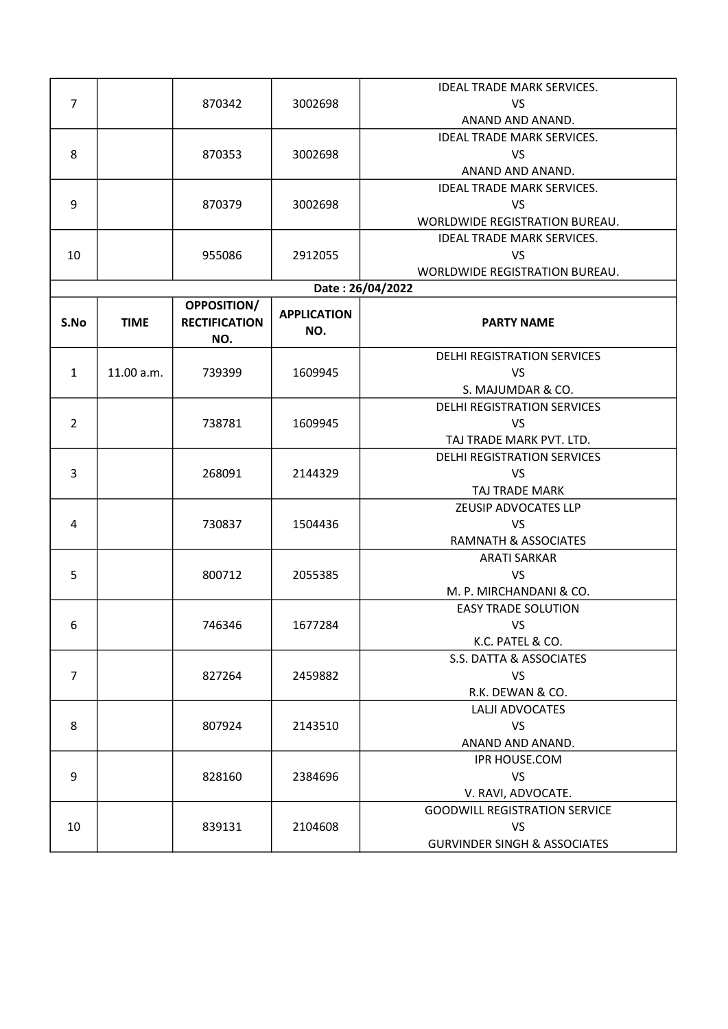| | | | | |
|---|---|---|---|---|
| 7 | | 870342 | 3002698 | IDEAL TRADE MARK SERVICES.<br>VS<br>ANAND AND ANAND. |
| 8 | | 870353 | 3002698 | IDEAL TRADE MARK SERVICES.<br>VS<br>ANAND AND ANAND. |
| 9 | | 870379 | 3002698 | IDEAL TRADE MARK SERVICES.<br>VS<br>WORLDWIDE REGISTRATION BUREAU. |
| 10 | | 955086 | 2912055 | IDEAL TRADE MARK SERVICES.<br>VS<br>WORLDWIDE REGISTRATION BUREAU. |

**Date : 26/04/2022**

| S.No | TIME | OPPOSITION/ RECTIFICATION NO. | APPLICATION NO. | PARTY NAME |
|---|---|---|---|---|
| 1 | 11.00 a.m. | 739399 | 1609945 | DELHI REGISTRATION SERVICES<br>VS<br>S. MAJUMDAR & CO. |
| 2 | | 738781 | 1609945 | DELHI REGISTRATION SERVICES<br>VS<br>TAJ TRADE MARK PVT. LTD. |
| 3 | | 268091 | 2144329 | DELHI REGISTRATION SERVICES<br>VS<br>TAJ TRADE MARK |
| 4 | | 730837 | 1504436 | ZEUSIP ADVOCATES LLP<br>VS<br>RAMNATH & ASSOCIATES |
| 5 | | 800712 | 2055385 | ARATI SARKAR<br>VS<br>M. P. MIRCHANDANI & CO. |
| 6 | | 746346 | 1677284 | EASY TRADE SOLUTION<br>VS<br>K.C. PATEL & CO. |
| 7 | | 827264 | 2459882 | S.S. DATTA & ASSOCIATES<br>VS<br>R.K. DEWAN & CO. |
| 8 | | 807924 | 2143510 | LALJI ADVOCATES<br>VS<br>ANAND AND ANAND. |
| 9 | | 828160 | 2384696 | IPR HOUSE.COM<br>VS<br>V. RAVI, ADVOCATE. |
| 10 | | 839131 | 2104608 | GOODWILL REGISTRATION SERVICE<br>VS<br>GURVINDER SINGH & ASSOCIATES |